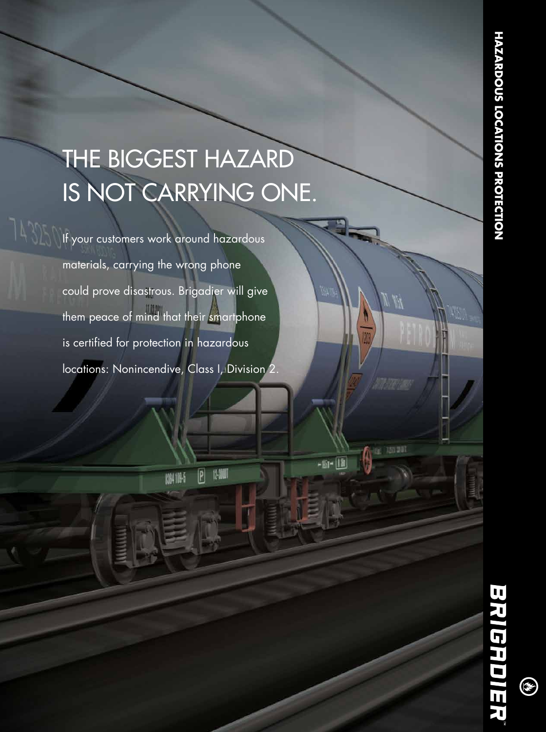# THE BIGGEST HAZARD IS NOT CARRYING ONE.

If your customers work around hazardous materials, carrying the wrong phone could prove disastrous. Brigadier will give them peace of mind that their smartphone is certified for protection in hazardous locations: Nonincendive, Class I, Division 2.

HAZARDOUS LOCATIONS PROTECTION

BRIGADIER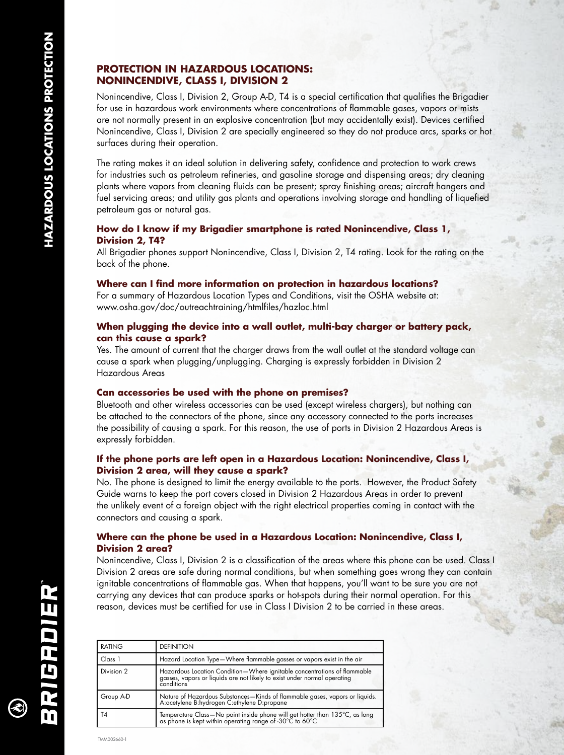## PROTECTION IN HAZARDOUS LOCATIONS: NONINCENDIVE, CLASS I, DIVISION 2

Nonincendive, Class I, Division 2, Group A-D, T4 is a special certification that qualifies the Brigadier for use in hazardous work environments where concentrations of flammable gases, vapors or mists are not normally present in an explosive concentration (but may accidentally exist). Devices certified Nonincendive, Class I, Division 2 are specially engineered so they do not produce arcs, sparks or hot surfaces during their operation.

The rating makes it an ideal solution in delivering safety, confidence and protection to work crews for industries such as petroleum refineries, and gasoline storage and dispensing areas; dry cleaning plants where vapors from cleaning fluids can be present; spray finishing areas; aircraft hangers and fuel servicing areas; and utility gas plants and operations involving storage and handling of liquefied petroleum gas or natural gas.

### How do I know if my Brigadier smartphone is rated Nonincendive, Class 1, Division 2, T4?

All Brigadier phones support Nonincendive, Class I, Division 2, T4 rating. Look for the rating on the back of the phone.

### Where can I find more information on protection in hazardous locations?

For a summary of Hazardous Location Types and Conditions, visit the OSHA website at: www.osha.gov/doc/outreachtraining/htmlfiles/hazloc.html

### When plugging the device into a wall outlet, multi-bay charger or battery pack, can this cause a spark?

Yes. The amount of current that the charger draws from the wall outlet at the standard voltage can cause a spark when plugging/unplugging. Charging is expressly forbidden in Division 2 Hazardous Areas

### Can accessories be used with the phone on premises?

Bluetooth and other wireless accessories can be used (except wireless chargers), but nothing can be attached to the connectors of the phone, since any accessory connected to the ports increases the possibility of causing a spark. For this reason, the use of ports in Division 2 Hazardous Areas is expressly forbidden.

### If the phone ports are left open in a Hazardous Location: Nonincendive, Class I, Division 2 area, will they cause a spark?

No. The phone is designed to limit the energy available to the ports. However, the Product Safety Guide warns to keep the port covers closed in Division 2 Hazardous Areas in order to prevent the unlikely event of a foreign object with the right electrical properties coming in contact with the connectors and causing a spark.

### Where can the phone be used in a Hazardous Location: Nonincendive, Class I, Division 2 area?

Nonincendive, Class I, Division 2 is a classification of the areas where this phone can be used. Class I Division 2 areas are safe during normal conditions, but when something goes wrong they can contain ignitable concentrations of flammable gas. When that happens, you'll want to be sure you are not carrying any devices that can produce sparks or hot-spots during their normal operation. For this reason, devices must be certified for use in Class I Division 2 to be carried in these areas.

| RATING | DEFINITION |
| --- | --- |
| Class 1 | Hazard Location Type—Where flammable gasses or vapors exist in the air |
| Division 2 | Hazardous Location Condition—Where ignitable concentrations of flammable gasses, vapors or liquids are not likely to exist under normal operating conditions |
| Group A-D | Nature of Hazardous Substances—Kinds of flammable gases, vapors or liquids. A:acetylene B:hydrogen C:ethylene D:propane |
| T4 | Temperature Class—No point inside phone will get hotter than 135°C, as long as phone is kept within operating range of -30°C to 60°C |

TMM002660-1